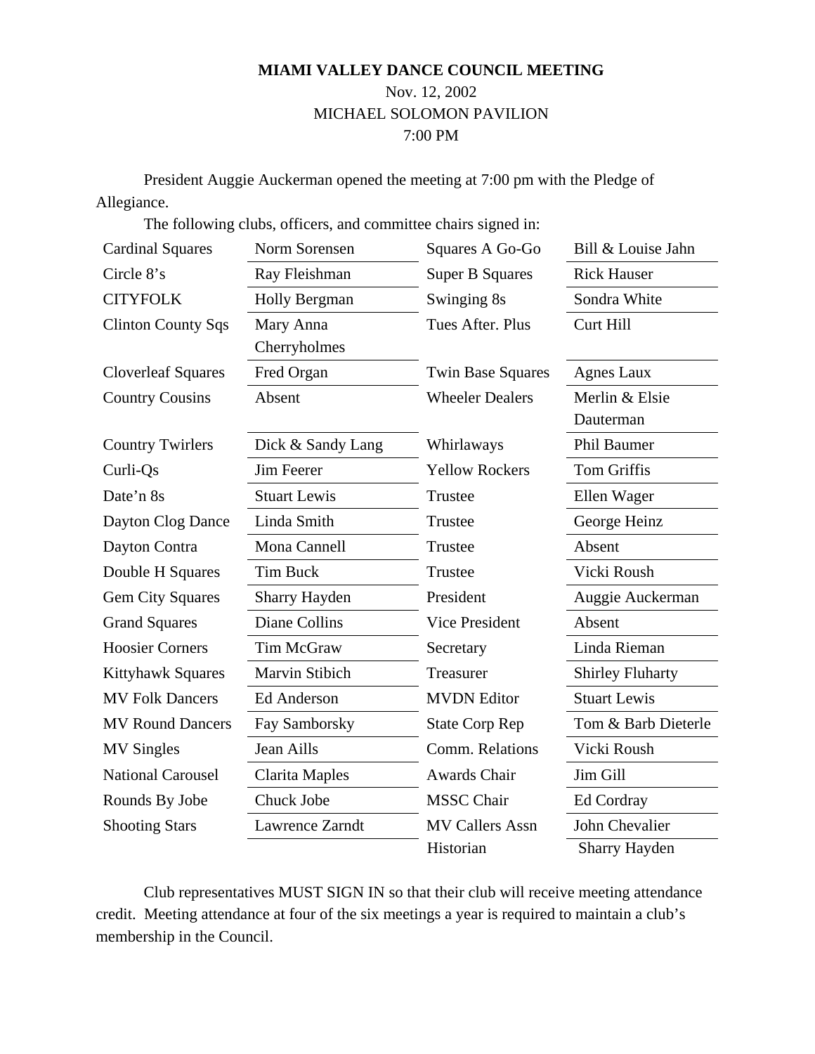**MIAMI VALLEY DANCE COUNCIL MEETING**

Nov. 12, 2002

MICHAEL SOLOMON PAVILION

7:00 PM

President Auggie Auckerman opened the meeting at 7:00 pm with the Pledge of Allegiance.

The following clubs, officers, and committee chairs signed in:

| | | | |
|---|---|---|---|
| Cardinal Squares | Norm Sorensen | Squares A Go-Go | Bill & Louise Jahn |
| Circle 8's | Ray Fleishman | Super B Squares | Rick Hauser |
| CITYFOLK | Holly Bergman | Swinging 8s | Sondra White |
| Clinton County Sqs | Mary Anna Cherryholmes | Tues After. Plus | Curt Hill |
| Cloverleaf Squares | Fred Organ | Twin Base Squares | Agnes Laux |
| Country Cousins | Absent | Wheeler Dealers | Merlin & Elsie Dauterman |
| Country Twirlers | Dick & Sandy Lang | Whirlaways | Phil Baumer |
| Curli-Qs | Jim Feerer | Yellow Rockers | Tom Griffis |
| Date'n 8s | Stuart Lewis | Trustee | Ellen Wager |
| Dayton Clog Dance | Linda Smith | Trustee | George Heinz |
| Dayton Contra | Mona Cannell | Trustee | Absent |
| Double H Squares | Tim Buck | Trustee | Vicki Roush |
| Gem City Squares | Sharry Hayden | President | Auggie Auckerman |
| Grand Squares | Diane Collins | Vice President | Absent |
| Hoosier Corners | Tim McGraw | Secretary | Linda Rieman |
| Kittyhawk Squares | Marvin Stibich | Treasurer | Shirley Fluharty |
| MV Folk Dancers | Ed Anderson | MVDN Editor | Stuart Lewis |
| MV Round Dancers | Fay Samborsky | State Corp Rep | Tom & Barb Dieterle |
| MV Singles | Jean Aills | Comm. Relations | Vicki Roush |
| National Carousel | Clarita Maples | Awards Chair | Jim Gill |
| Rounds By Jobe | Chuck Jobe | MSSC Chair | Ed Cordray |
| Shooting Stars | Lawrence Zarndt | MV Callers Assn | John Chevalier |
| | | Historian | Sharry Hayden |

Club representatives MUST SIGN IN so that their club will receive meeting attendance credit. Meeting attendance at four of the six meetings a year is required to maintain a club's membership in the Council.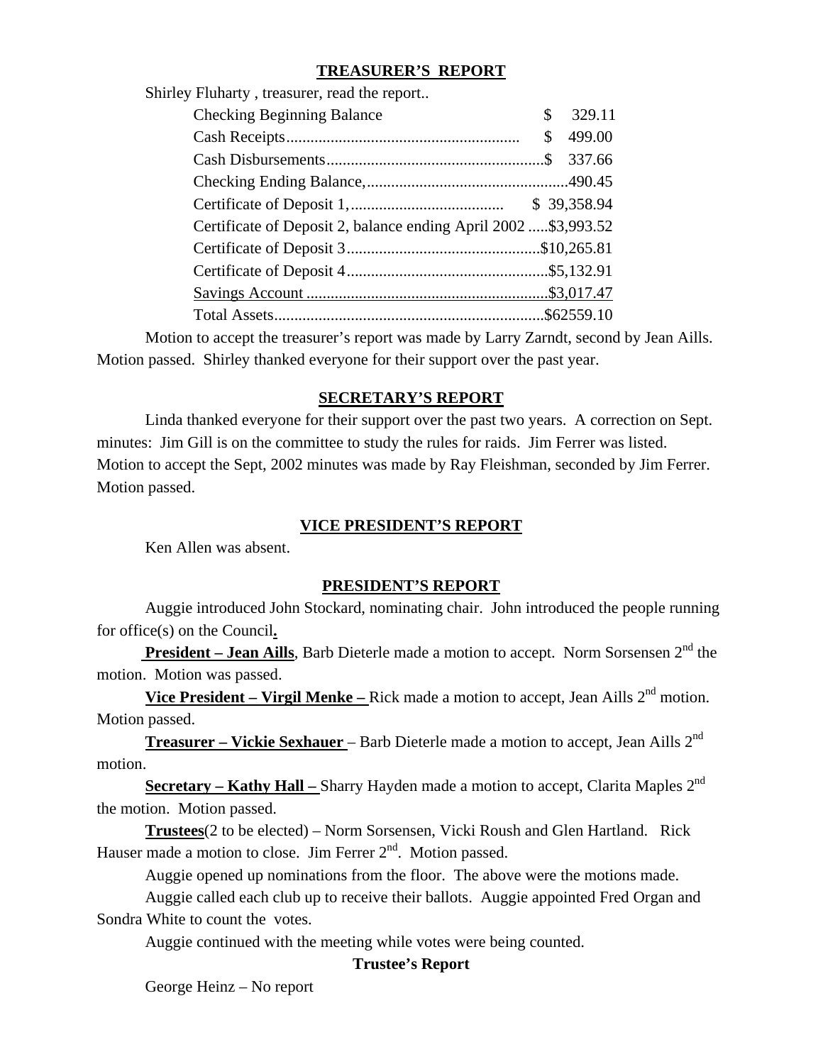## TREASURER'S REPORT

Shirley Fluharty , treasurer, read the report..

| | |
|---|---|
| Checking Beginning Balance | $ 329.11 |
| Cash Receipts.......................................................... | $ 499.00 |
| Cash Disbursements...................................................... | $ 337.66 |
| Checking Ending Balance,.................................................. | 490.45 |
| Certificate of Deposit 1,...................................... | $ 39,358.94 |
| Certificate of Deposit 2, balance ending April 2002 ..... | $3,993.52 |
| Certificate of Deposit 3................................................ | $10,265.81 |
| Certificate of Deposit 4.................................................. | $5,132.91 |
| Savings Account ............................................................ | $3,017.47 |
| Total Assets................................................................... | $62559.10 |

Motion to accept the treasurer's report was made by Larry Zarndt, second by Jean Aills. Motion passed. Shirley thanked everyone for their support over the past year.

## SECRETARY'S REPORT

Linda thanked everyone for their support over the past two years. A correction on Sept. minutes: Jim Gill is on the committee to study the rules for raids. Jim Ferrer was listed. Motion to accept the Sept, 2002 minutes was made by Ray Fleishman, seconded by Jim Ferrer. Motion passed.

## VICE PRESIDENT'S REPORT

Ken Allen was absent.

## PRESIDENT'S REPORT

Auggie introduced John Stockard, nominating chair. John introduced the people running for office(s) on the Council**.**

**President – Jean Aills**, Barb Dieterle made a motion to accept. Norm Sorsensen 2nd the motion. Motion was passed.

**Vice President – Virgil Menke –** Rick made a motion to accept, Jean Aills 2nd motion. Motion passed.

**Treasurer – Vickie Sexhauer** – Barb Dieterle made a motion to accept, Jean Aills 2nd motion.

**Secretary – Kathy Hall –** Sharry Hayden made a motion to accept, Clarita Maples 2nd the motion. Motion passed.

**Trustees**(2 to be elected) – Norm Sorsensen, Vicki Roush and Glen Hartland. Rick Hauser made a motion to close. Jim Ferrer 2nd. Motion passed.

Auggie opened up nominations from the floor. The above were the motions made.

Auggie called each club up to receive their ballots. Auggie appointed Fred Organ and Sondra White to count the votes.

Auggie continued with the meeting while votes were being counted.

### Trustee's Report

George Heinz – No report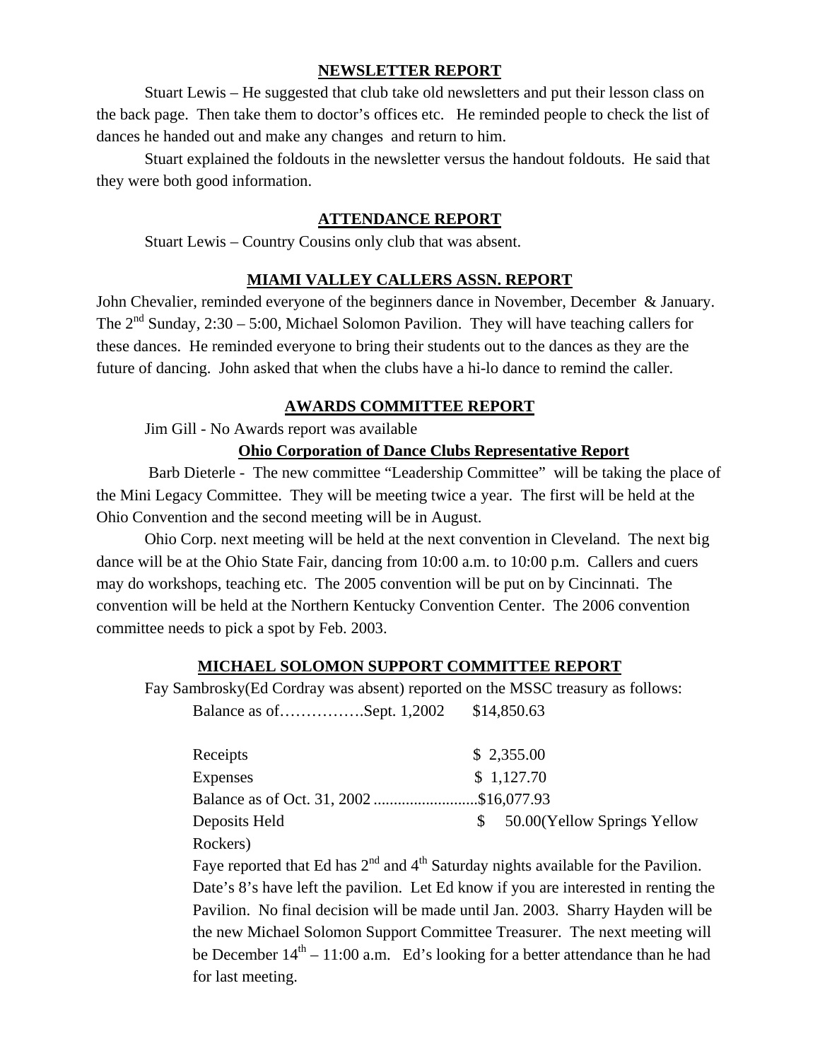## NEWSLETTER REPORT

Stuart Lewis – He suggested that club take old newsletters and put their lesson class on the back page. Then take them to doctor's offices etc. He reminded people to check the list of dances he handed out and make any changes and return to him.

Stuart explained the foldouts in the newsletter versus the handout foldouts. He said that they were both good information.

## ATTENDANCE REPORT

Stuart Lewis – Country Cousins only club that was absent.

## MIAMI VALLEY CALLERS ASSN. REPORT

John Chevalier, reminded everyone of the beginners dance in November, December & January. The 2nd Sunday, 2:30 – 5:00, Michael Solomon Pavilion. They will have teaching callers for these dances. He reminded everyone to bring their students out to the dances as they are the future of dancing. John asked that when the clubs have a hi-lo dance to remind the caller.

## AWARDS COMMITTEE REPORT

Jim Gill - No Awards report was available

## Ohio Corporation of Dance Clubs Representative Report

Barb Dieterle - The new committee "Leadership Committee" will be taking the place of the Mini Legacy Committee. They will be meeting twice a year. The first will be held at the Ohio Convention and the second meeting will be in August.

Ohio Corp. next meeting will be held at the next convention in Cleveland. The next big dance will be at the Ohio State Fair, dancing from 10:00 a.m. to 10:00 p.m. Callers and cuers may do workshops, teaching etc. The 2005 convention will be put on by Cincinnati. The convention will be held at the Northern Kentucky Convention Center. The 2006 convention committee needs to pick a spot by Feb. 2003.

## MICHAEL SOLOMON SUPPORT COMMITTEE REPORT

Fay Sambrosky(Ed Cordray was absent) reported on the MSSC treasury as follows:

| | |
|---|---|
| Balance as of……………. Sept. 1,2002 | $14,850.63 |
| Receipts | $ 2,355.00 |
| Expenses | $ 1,127.70 |
| Balance as of Oct. 31, 2002 | $16,077.93 |
| Deposits Held | $ 50.00(Yellow Springs Yellow Rockers) |

Faye reported that Ed has 2nd and 4th Saturday nights available for the Pavilion. Date's 8's have left the pavilion. Let Ed know if you are interested in renting the Pavilion. No final decision will be made until Jan. 2003. Sharry Hayden will be the new Michael Solomon Support Committee Treasurer. The next meeting will be December 14th – 11:00 a.m. Ed's looking for a better attendance than he had for last meeting.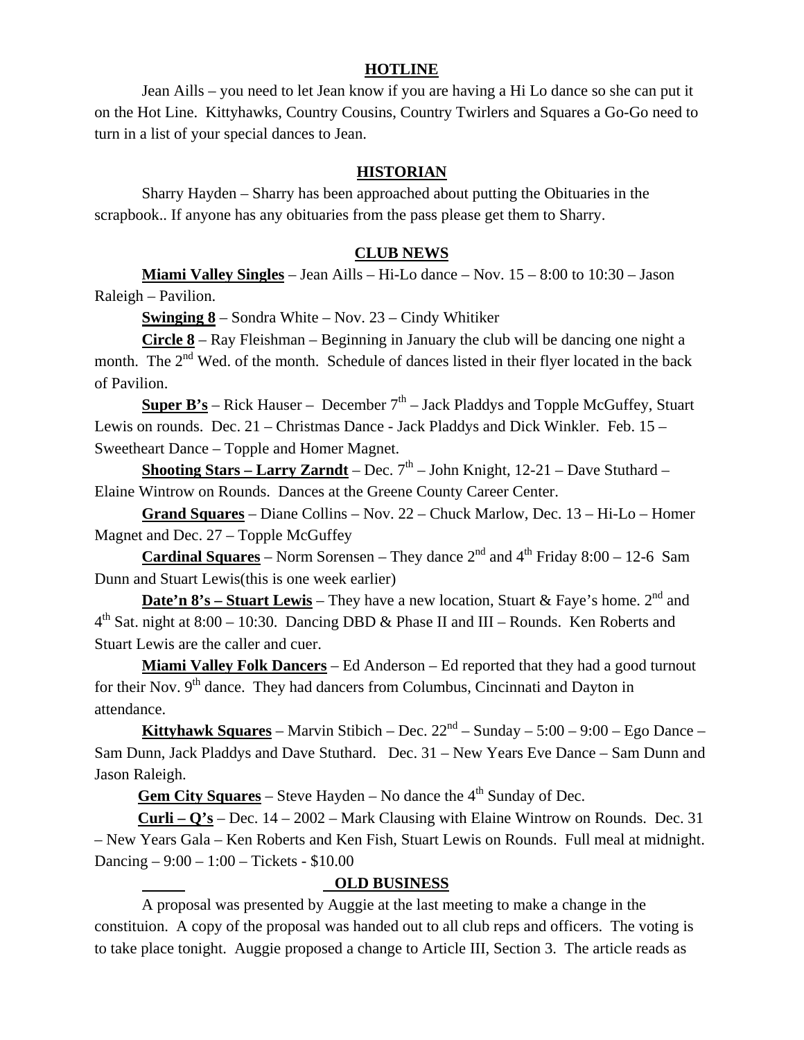## HOTLINE

Jean Aills – you need to let Jean know if you are having a Hi Lo dance so she can put it on the Hot Line. Kittyhawks, Country Cousins, Country Twirlers and Squares a Go-Go need to turn in a list of your special dances to Jean.

## HISTORIAN

Sharry Hayden – Sharry has been approached about putting the Obituaries in the scrapbook.. If anyone has any obituaries from the pass please get them to Sharry.

## CLUB NEWS

**Miami Valley Singles** – Jean Aills – Hi-Lo dance – Nov. 15 – 8:00 to 10:30 – Jason Raleigh – Pavilion.

**Swinging 8** – Sondra White – Nov. 23 – Cindy Whitiker

**Circle 8** – Ray Fleishman – Beginning in January the club will be dancing one night a month. The 2nd Wed. of the month. Schedule of dances listed in their flyer located in the back of Pavilion.

**Super B's** – Rick Hauser – December 7th – Jack Pladdys and Topple McGuffey, Stuart Lewis on rounds. Dec. 21 – Christmas Dance - Jack Pladdys and Dick Winkler. Feb. 15 – Sweetheart Dance – Topple and Homer Magnet.

**Shooting Stars – Larry Zarndt** – Dec. 7th – John Knight, 12-21 – Dave Stuthard – Elaine Wintrow on Rounds. Dances at the Greene County Career Center.

**Grand Squares** – Diane Collins – Nov. 22 – Chuck Marlow, Dec. 13 – Hi-Lo – Homer Magnet and Dec. 27 – Topple McGuffey

**Cardinal Squares** – Norm Sorensen – They dance 2nd and 4th Friday 8:00 – 12-6 Sam Dunn and Stuart Lewis(this is one week earlier)

**Date'n 8's – Stuart Lewis** – They have a new location, Stuart & Faye's home. 2nd and 4th Sat. night at 8:00 – 10:30. Dancing DBD & Phase II and III – Rounds. Ken Roberts and Stuart Lewis are the caller and cuer.

**Miami Valley Folk Dancers** – Ed Anderson – Ed reported that they had a good turnout for their Nov. 9th dance. They had dancers from Columbus, Cincinnati and Dayton in attendance.

**Kittyhawk Squares** – Marvin Stibich – Dec. 22nd – Sunday – 5:00 – 9:00 – Ego Dance – Sam Dunn, Jack Pladdys and Dave Stuthard. Dec. 31 – New Years Eve Dance – Sam Dunn and Jason Raleigh.

**Gem City Squares** – Steve Hayden – No dance the 4th Sunday of Dec.

**Curli – Q's** – Dec. 14 – 2002 – Mark Clausing with Elaine Wintrow on Rounds. Dec. 31 – New Years Gala – Ken Roberts and Ken Fish, Stuart Lewis on Rounds. Full meal at midnight. Dancing – 9:00 – 1:00 – Tickets - $10.00

## OLD BUSINESS

A proposal was presented by Auggie at the last meeting to make a change in the constituion. A copy of the proposal was handed out to all club reps and officers. The voting is to take place tonight. Auggie proposed a change to Article III, Section 3. The article reads as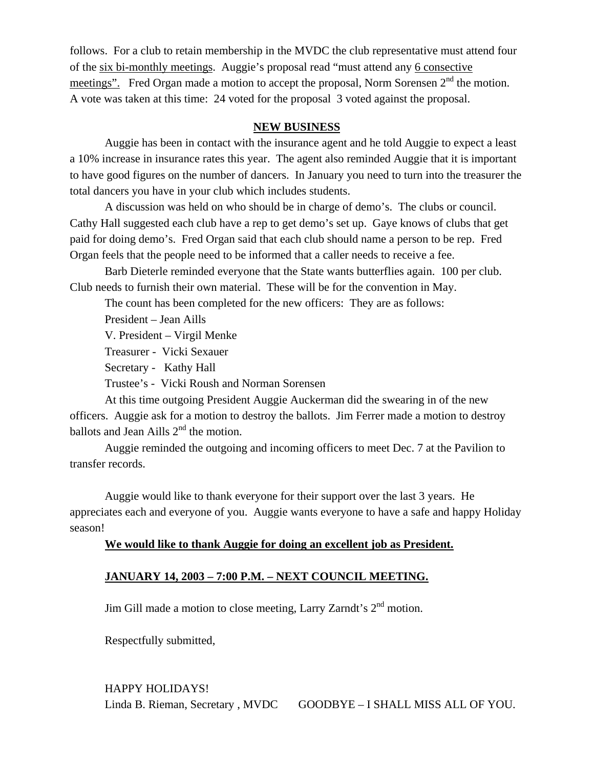follows. For a club to retain membership in the MVDC the club representative must attend four of the <u>six bi-monthly meetings</u>. Auggie's proposal read "must attend any <u>6 consective meetings".</u> Fred Organ made a motion to accept the proposal, Norm Sorensen 2nd the motion. A vote was taken at this time: 24 voted for the proposal 3 voted against the proposal.

## NEW BUSINESS

Auggie has been in contact with the insurance agent and he told Auggie to expect a least a 10% increase in insurance rates this year. The agent also reminded Auggie that it is important to have good figures on the number of dancers. In January you need to turn into the treasurer the total dancers you have in your club which includes students.

A discussion was held on who should be in charge of demo's. The clubs or council. Cathy Hall suggested each club have a rep to get demo's set up. Gaye knows of clubs that get paid for doing demo's. Fred Organ said that each club should name a person to be rep. Fred Organ feels that the people need to be informed that a caller needs to receive a fee.

Barb Dieterle reminded everyone that the State wants butterflies again. 100 per club. Club needs to furnish their own material. These will be for the convention in May.

The count has been completed for the new officers: They are as follows:

President – Jean Aills

V. President – Virgil Menke

Treasurer - Vicki Sexauer

Secretary - Kathy Hall

Trustee's - Vicki Roush and Norman Sorensen

At this time outgoing President Auggie Auckerman did the swearing in of the new officers. Auggie ask for a motion to destroy the ballots. Jim Ferrer made a motion to destroy ballots and Jean Aills 2nd the motion.

Auggie reminded the outgoing and incoming officers to meet Dec. 7 at the Pavilion to transfer records.

Auggie would like to thank everyone for their support over the last 3 years. He appreciates each and everyone of you. Auggie wants everyone to have a safe and happy Holiday season!

**<u>We would like to thank Auggie for doing an excellent job as President.</u>**

**<u>JANUARY 14, 2003 – 7:00 P.M. – NEXT COUNCIL MEETING.</u>**

Jim Gill made a motion to close meeting, Larry Zarndt's 2nd motion.

Respectfully submitted,

HAPPY HOLIDAYS!

Linda B. Rieman, Secretary , MVDC GOODBYE – I SHALL MISS ALL OF YOU.